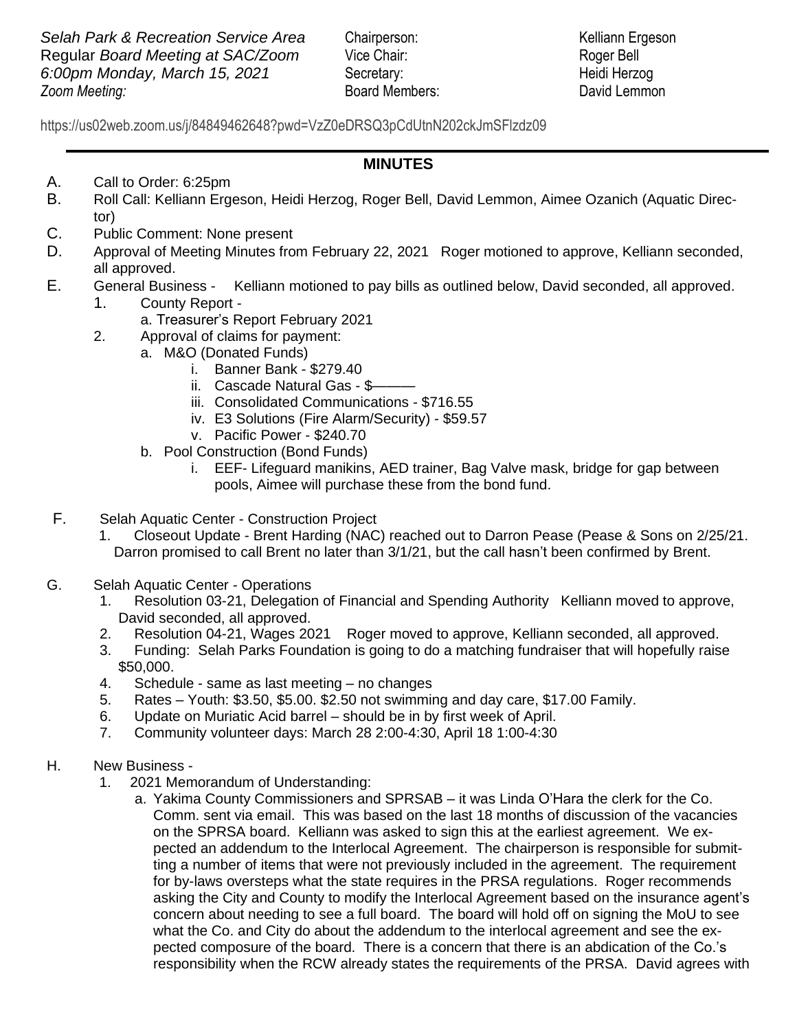*Selah Park & Recreation Service Area*
Regular *Board Meeting at SAC/Zoom*
*6:00pm Monday, March 15, 2021*
*Zoom Meeting:*

Chairperson: Kelliann Ergeson
Vice Chair: Roger Bell
Secretary: Heidi Herzog
Board Members: David Lemmon

https://us02web.zoom.us/j/84849462648?pwd=VzZ0eDRSQ3pCdUtnN202ckJmSFlzdz09

## MINUTES

A. Call to Order: 6:25pm

B. Roll Call: Kelliann Ergeson, Heidi Herzog, Roger Bell, David Lemmon, Aimee Ozanich (Aquatic Director)

C. Public Comment: None present

D. Approval of Meeting Minutes from February 22, 2021 Roger motioned to approve, Kelliann seconded, all approved.

E. General Business - Kelliann motioned to pay bills as outlined below, David seconded, all approved.
   1. County Report -
      a. Treasurer's Report February 2021
   2. Approval of claims for payment:
      a. M&O (Donated Funds)
         i. Banner Bank - $279.40
         ii. Cascade Natural Gas - $———
         iii. Consolidated Communications - $716.55
         iv. E3 Solutions (Fire Alarm/Security) - $59.57
         v. Pacific Power - $240.70
      b. Pool Construction (Bond Funds)
         i. EEF- Lifeguard manikins, AED trainer, Bag Valve mask, bridge for gap between pools, Aimee will purchase these from the bond fund.

F. Selah Aquatic Center - Construction Project
   1. Closeout Update - Brent Harding (NAC) reached out to Darron Pease (Pease & Sons on 2/25/21. Darron promised to call Brent no later than 3/1/21, but the call hasn't been confirmed by Brent.

G. Selah Aquatic Center - Operations
   1. Resolution 03-21, Delegation of Financial and Spending Authority Kelliann moved to approve, David seconded, all approved.
   2. Resolution 04-21, Wages 2021 Roger moved to approve, Kelliann seconded, all approved.
   3. Funding: Selah Parks Foundation is going to do a matching fundraiser that will hopefully raise $50,000.
   4. Schedule - same as last meeting – no changes
   5. Rates – Youth: $3.50, $5.00. $2.50 not swimming and day care, $17.00 Family.
   6. Update on Muriatic Acid barrel – should be in by first week of April.
   7. Community volunteer days: March 28 2:00-4:30, April 18 1:00-4:30

H. New Business -
   1. 2021 Memorandum of Understanding:
      a. Yakima County Commissioners and SPRSAB – it was Linda O'Hara the clerk for the Co. Comm. sent via email. This was based on the last 18 months of discussion of the vacancies on the SPRSA board. Kelliann was asked to sign this at the earliest agreement. We expected an addendum to the Interlocal Agreement. The chairperson is responsible for submitting a number of items that were not previously included in the agreement. The requirement for by-laws oversteps what the state requires in the PRSA regulations. Roger recommends asking the City and County to modify the Interlocal Agreement based on the insurance agent's concern about needing to see a full board. The board will hold off on signing the MoU to see what the Co. and City do about the addendum to the interlocal agreement and see the expected composure of the board. There is a concern that there is an abdication of the Co.'s responsibility when the RCW already states the requirements of the PRSA. David agrees with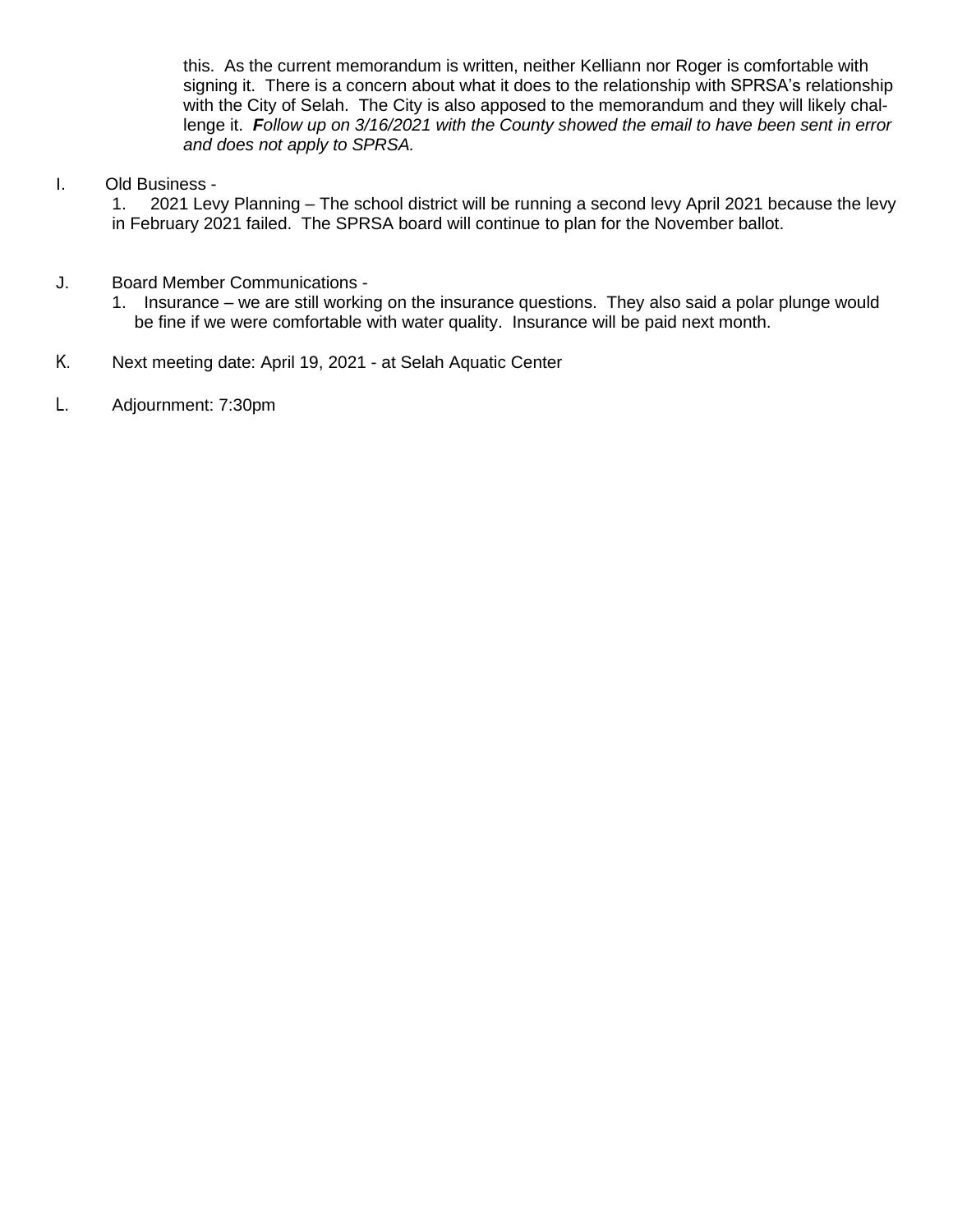this. As the current memorandum is written, neither Kelliann nor Roger is comfortable with signing it. There is a concern about what it does to the relationship with SPRSA's relationship with the City of Selah. The City is also apposed to the memorandum and they will likely challenge it. ***F****ollow up on 3/16/2021 with the County showed the email to have been sent in error and does not apply to SPRSA.*

I. Old Business -

1. 2021 Levy Planning – The school district will be running a second levy April 2021 because the levy in February 2021 failed. The SPRSA board will continue to plan for the November ballot.

J. Board Member Communications -

1. Insurance – we are still working on the insurance questions. They also said a polar plunge would be fine if we were comfortable with water quality. Insurance will be paid next month.

K. Next meeting date: April 19, 2021 - at Selah Aquatic Center

L. Adjournment: 7:30pm